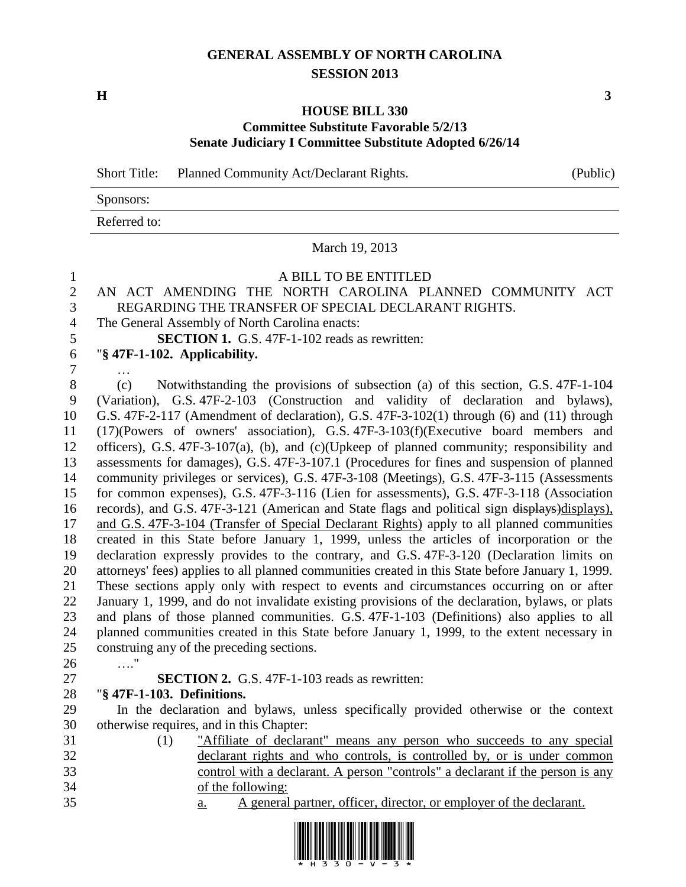# GENERAL ASSEMBLY OF NORTH CAROLINA
## SESSION 2013

**H** **3**

## HOUSE BILL 330
### Committee Substitute Favorable 5/2/13
### Senate Judiciary I Committee Substitute Adopted 6/26/14

Short Title: Planned Community Act/Declarant Rights. (Public)

Sponsors:

Referred to:

March 19, 2013

A BILL TO BE ENTITLED

AN ACT AMENDING THE NORTH CAROLINA PLANNED COMMUNITY ACT REGARDING THE TRANSFER OF SPECIAL DECLARANT RIGHTS.

The General Assembly of North Carolina enacts:

**SECTION 1.** G.S. 47F-1-102 reads as rewritten:

"**§ 47F-1-102. Applicability.**

…

(c) Notwithstanding the provisions of subsection (a) of this section, G.S. 47F-1-104 (Variation), G.S. 47F-2-103 (Construction and validity of declaration and bylaws), G.S. 47F-2-117 (Amendment of declaration), G.S. 47F-3-102(1) through (6) and (11) through (17)(Powers of owners' association), G.S. 47F-3-103(f)(Executive board members and officers), G.S. 47F-3-107(a), (b), and (c)(Upkeep of planned community; responsibility and assessments for damages), G.S. 47F-3-107.1 (Procedures for fines and suspension of planned community privileges or services), G.S. 47F-3-108 (Meetings), G.S. 47F-3-115 (Assessments for common expenses), G.S. 47F-3-116 (Lien for assessments), G.S. 47F-3-118 (Association records), and G.S. 47F-3-121 (American and State flags and political sign ~~displays)~~<u>displays), and G.S. 47F-3-104 (Transfer of Special Declarant Rights)</u> apply to all planned communities created in this State before January 1, 1999, unless the articles of incorporation or the declaration expressly provides to the contrary, and G.S. 47F-3-120 (Declaration limits on attorneys' fees) applies to all planned communities created in this State before January 1, 1999. These sections apply only with respect to events and circumstances occurring on or after January 1, 1999, and do not invalidate existing provisions of the declaration, bylaws, or plats and plans of those planned communities. G.S. 47F-1-103 (Definitions) also applies to all planned communities created in this State before January 1, 1999, to the extent necessary in construing any of the preceding sections.

…."

**SECTION 2.** G.S. 47F-1-103 reads as rewritten:

"**§ 47F-1-103. Definitions.**

In the declaration and bylaws, unless specifically provided otherwise or the context otherwise requires, and in this Chapter:

(1) <u>"Affiliate of declarant" means any person who succeeds to any special declarant rights and who controls, is controlled by, or is under common control with a declarant. A person "controls" a declarant if the person is any of the following:</u>

<u>a.</u> <u>A general partner, officer, director, or employer of the declarant.</u>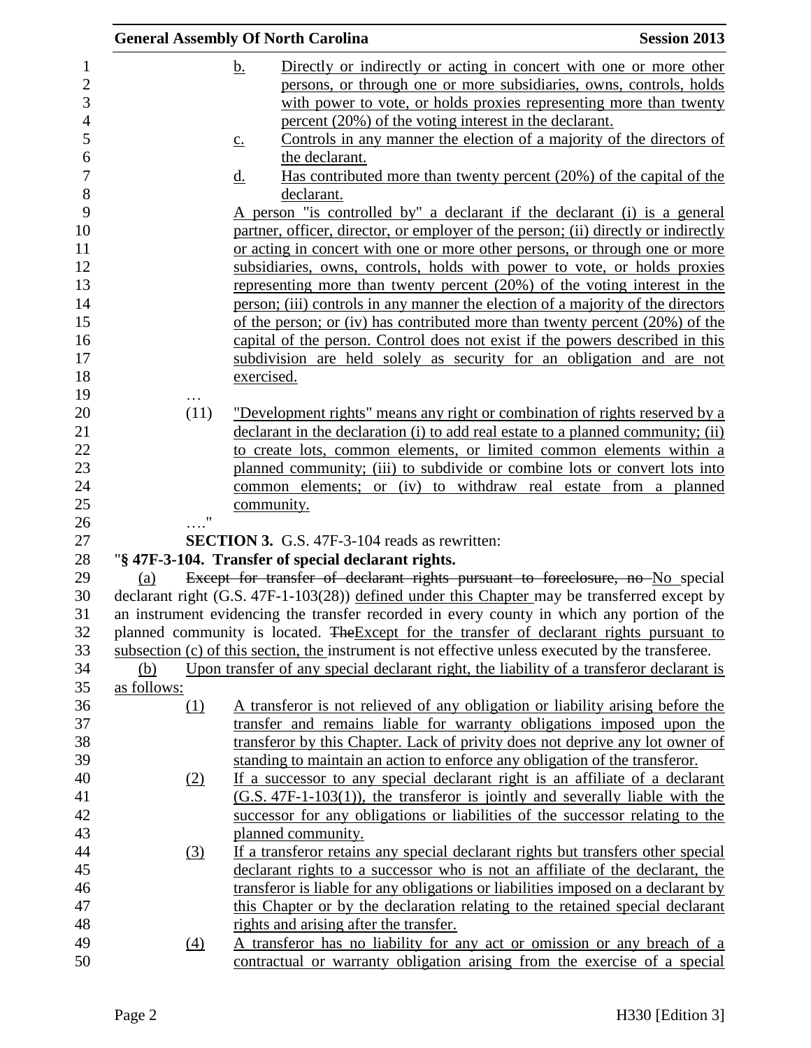b. Directly or indirectly or acting in concert with one or more other persons, or through one or more subsidiaries, owns, controls, holds with power to vote, or holds proxies representing more than twenty percent (20%) of the voting interest in the declarant.

c. Controls in any manner the election of a majority of the directors of the declarant.

d. Has contributed more than twenty percent (20%) of the capital of the declarant.

A person "is controlled by" a declarant if the declarant (i) is a general partner, officer, director, or employee of the person; (ii) directly or indirectly or acting in concert with one or more other persons, or through one or more subsidiaries, owns, controls, holds with power to vote, or holds proxies representing more than twenty percent (20%) of the voting interest in the person; (iii) controls in any manner the election of a majority of the directors of the person; or (iv) has contributed more than twenty percent (20%) of the capital of the person. Control does not exist if the powers described in this subdivision are held solely as security for an obligation and are not exercised.

…

(11) "Development rights" means any right or combination of rights reserved by a declarant in the declaration (i) to add real estate to a planned community; (ii) to create lots, common elements, or limited common elements within a planned community; (iii) to subdivide or combine lots or convert lots into common elements; or (iv) to withdraw real estate from a planned community.

…."

**SECTION 3.** G.S. 47F-3-104 reads as rewritten:

"**§ 47F-3-104. Transfer of special declarant rights.**

(a) ~~Except for transfer of declarant rights pursuant to foreclosure, no~~ No special declarant right (G.S. 47F-1-103(28)) defined under this Chapter may be transferred except by an instrument evidencing the transfer recorded in every county in which any portion of the planned community is located. ~~The~~Except for the transfer of declarant rights pursuant to subsection (c) of this section, the instrument is not effective unless executed by the transferee.

(b) Upon transfer of any special declarant right, the liability of a transferor declarant is as follows:

(1) A transferor is not relieved of any obligation or liability arising before the transfer and remains liable for warranty obligations imposed upon the transferor by this Chapter. Lack of privity does not deprive any lot owner of standing to maintain an action to enforce any obligation of the transferor.

(2) If a successor to any special declarant right is an affiliate of a declarant (G.S. 47F-1-103(1)), the transferor is jointly and severally liable with the successor for any obligations or liabilities of the successor relating to the planned community.

(3) If a transferor retains any special declarant rights but transfers other special declarant rights to a successor who is not an affiliate of the declarant, the transferor is liable for any obligations or liabilities imposed on a declarant by this Chapter or by the declaration relating to the retained special declarant rights and arising after the transfer.

(4) A transferor has no liability for any act or omission or any breach of a contractual or warranty obligation arising from the exercise of a special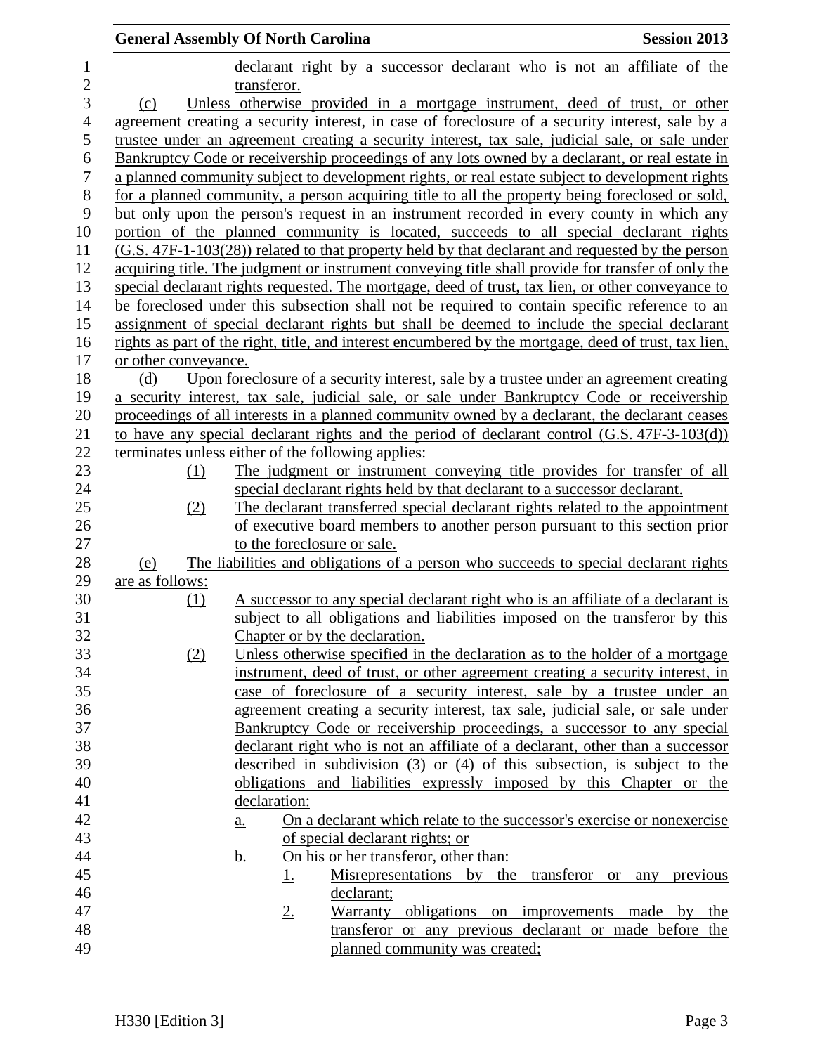declarant right by a successor declarant who is not an affiliate of the transferor.

(c) Unless otherwise provided in a mortgage instrument, deed of trust, or other agreement creating a security interest, in case of foreclosure of a security interest, sale by a trustee under an agreement creating a security interest, tax sale, judicial sale, or sale under Bankruptcy Code or receivership proceedings of any lots owned by a declarant, or real estate in a planned community subject to development rights, or real estate subject to development rights for a planned community, a person acquiring title to all the property being foreclosed or sold, but only upon the person's request in an instrument recorded in every county in which any portion of the planned community is located, succeeds to all special declarant rights (G.S. 47F-1-103(28)) related to that property held by that declarant and requested by the person acquiring title. The judgment or instrument conveying title shall provide for transfer of only the special declarant rights requested. The mortgage, deed of trust, tax lien, or other conveyance to be foreclosed under this subsection shall not be required to contain specific reference to an assignment of special declarant rights but shall be deemed to include the special declarant rights as part of the right, title, and interest encumbered by the mortgage, deed of trust, tax lien, or other conveyance.

(d) Upon foreclosure of a security interest, sale by a trustee under an agreement creating a security interest, tax sale, judicial sale, or sale under Bankruptcy Code or receivership proceedings of all interests in a planned community owned by a declarant, the declarant ceases to have any special declarant rights and the period of declarant control (G.S. 47F-3-103(d)) terminates unless either of the following applies:

(1) The judgment or instrument conveying title provides for transfer of all special declarant rights held by that declarant to a successor declarant.

(2) The declarant transferred special declarant rights related to the appointment of executive board members to another person pursuant to this section prior to the foreclosure or sale.

(e) The liabilities and obligations of a person who succeeds to special declarant rights are as follows:

(1) A successor to any special declarant right who is an affiliate of a declarant is subject to all obligations and liabilities imposed on the transferor by this Chapter or by the declaration.

(2) Unless otherwise specified in the declaration as to the holder of a mortgage instrument, deed of trust, or other agreement creating a security interest, in case of foreclosure of a security interest, sale by a trustee under an agreement creating a security interest, tax sale, judicial sale, or sale under Bankruptcy Code or receivership proceedings, a successor to any special declarant right who is not an affiliate of a declarant, other than a successor described in subdivision (3) or (4) of this subsection, is subject to the obligations and liabilities expressly imposed by this Chapter or the declaration:

a. On a declarant which relate to the successor's exercise or nonexercise of special declarant rights; or

b. On his or her transferor, other than:

1. Misrepresentations by the transferor or any previous declarant;

2. Warranty obligations on improvements made by the transferor or any previous declarant or made before the planned community was created;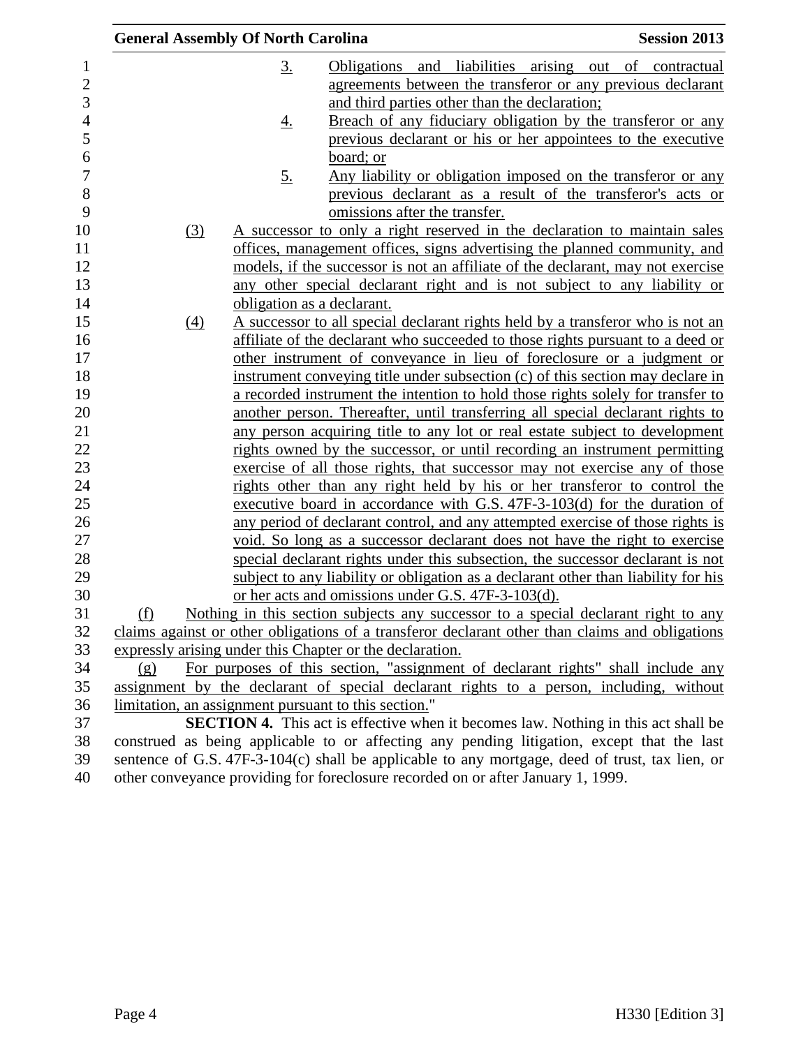3. Obligations and liabilities arising out of contractual agreements between the transferor or any previous declarant and third parties other than the declaration;

4. Breach of any fiduciary obligation by the transferor or any previous declarant or his or her appointees to the executive board; or

5. Any liability or obligation imposed on the transferor or any previous declarant as a result of the transferor's acts or omissions after the transfer.

(3) A successor to only a right reserved in the declaration to maintain sales offices, management offices, signs advertising the planned community, and models, if the successor is not an affiliate of the declarant, may not exercise any other special declarant right and is not subject to any liability or obligation as a declarant.

(4) A successor to all special declarant rights held by a transferor who is not an affiliate of the declarant who succeeded to those rights pursuant to a deed or other instrument of conveyance in lieu of foreclosure or a judgment or instrument conveying title under subsection (c) of this section may declare in a recorded instrument the intention to hold those rights solely for transfer to another person. Thereafter, until transferring all special declarant rights to any person acquiring title to any lot or real estate subject to development rights owned by the successor, or until recording an instrument permitting exercise of all those rights, that successor may not exercise any of those rights other than any right held by his or her transferor to control the executive board in accordance with G.S. 47F-3-103(d) for the duration of any period of declarant control, and any attempted exercise of those rights is void. So long as a successor declarant does not have the right to exercise special declarant rights under this subsection, the successor declarant is not subject to any liability or obligation as a declarant other than liability for his or her acts and omissions under G.S. 47F-3-103(d).

(f) Nothing in this section subjects any successor to a special declarant right to any claims against or other obligations of a transferor declarant other than claims and obligations expressly arising under this Chapter or the declaration.

(g) For purposes of this section, "assignment of declarant rights" shall include any assignment by the declarant of special declarant rights to a person, including, without limitation, an assignment pursuant to this section."

**SECTION 4.** This act is effective when it becomes law. Nothing in this act shall be construed as being applicable to or affecting any pending litigation, except that the last sentence of G.S. 47F-3-104(c) shall be applicable to any mortgage, deed of trust, tax lien, or other conveyance providing for foreclosure recorded on or after January 1, 1999.